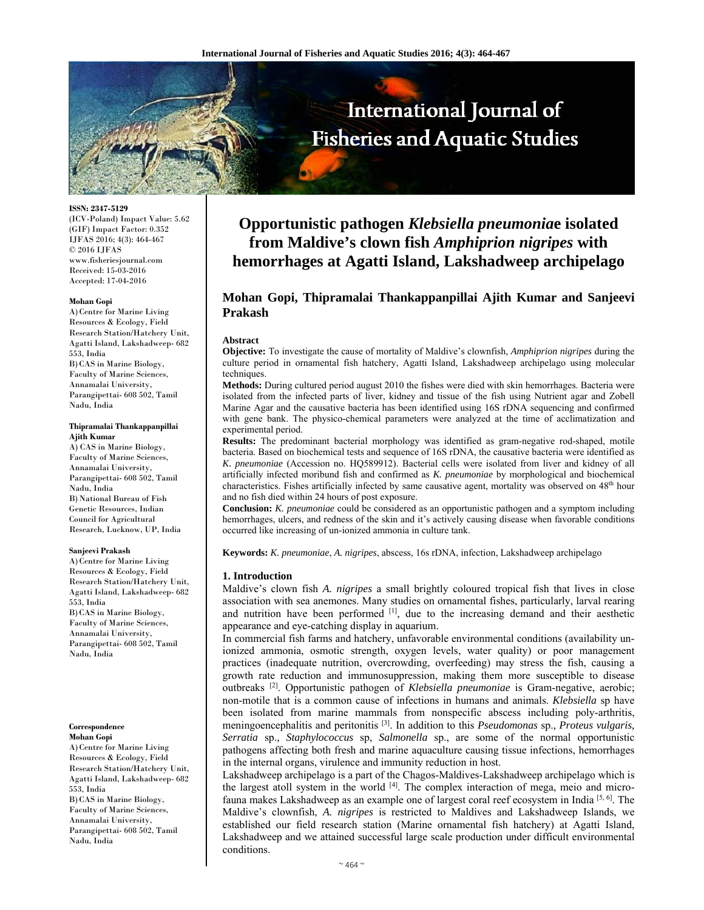# Opportunistic pathogen *Klebsiella pneumoniae* isolated from Maldive's clown fish *Amphiprion nigripes* with hemorrhages at Agatti Island, Lakshadweep archipelago

**Mohan Gopi, Thipramalai Thankappanpillai Ajith Kumar and Sanjeevi Prakash**

**ISSN: 2347-5129**
(ICV-Poland) Impact Value: 5.62
(GIF) Impact Factor: 0.352
IJFAS 2016; 4(3): 464-467
© 2016 IJFAS
www.fisheriesjournal.com
Received: 15-03-2016
Accepted: 17-04-2016

**Mohan Gopi**
A) Centre for Marine Living Resources & Ecology, Field Research Station/Hatchery Unit, Agatti Island, Lakshadweep- 682 553, India
B) CAS in Marine Biology, Faculty of Marine Sciences, Annamalai University, Parangipettai- 608 502, Tamil Nadu, India

**Thipramalai Thankappanpillai Ajith Kumar**
A) CAS in Marine Biology, Faculty of Marine Sciences, Annamalai University, Parangipettai- 608 502, Tamil Nadu, India
B) National Bureau of Fish Genetic Resources, Indian Council for Agricultural Research, Lucknow, UP, India

**Sanjeevi Prakash**
A) Centre for Marine Living Resources & Ecology, Field Research Station/Hatchery Unit, Agatti Island, Lakshadweep- 682 553, India
B) CAS in Marine Biology, Faculty of Marine Sciences, Annamalai University, Parangipettai- 608 502, Tamil Nadu, India

**Correspondence**
**Mohan Gopi**
A) Centre for Marine Living Resources & Ecology, Field Research Station/Hatchery Unit, Agatti Island, Lakshadweep- 682 553, India
B) CAS in Marine Biology, Faculty of Marine Sciences, Annamalai University, Parangipettai- 608 502, Tamil Nadu, India

## Abstract

**Objective:** To investigate the cause of mortality of Maldive's clownfish, *Amphiprion nigripes* during the culture period in ornamental fish hatchery, Agatti Island, Lakshadweep archipelago using molecular techniques.

**Methods:** During cultured period august 2010 the fishes were died with skin hemorrhages. Bacteria were isolated from the infected parts of liver, kidney and tissue of the fish using Nutrient agar and Zobell Marine Agar and the causative bacteria has been identified using 16S rDNA sequencing and confirmed with gene bank. The physico-chemical parameters were analyzed at the time of acclimatization and experimental period.

**Results:** The predominant bacterial morphology was identified as gram-negative rod-shaped, motile bacteria. Based on biochemical tests and sequence of 16S rDNA, the causative bacteria were identified as *K. pneumoniae* (Accession no. HQ589912). Bacterial cells were isolated from liver and kidney of all artificially infected moribund fish and confirmed as *K. pneumoniae* by morphological and biochemical characteristics. Fishes artificially infected by same causative agent, mortality was observed on 48th hour and no fish died within 24 hours of post exposure.

**Conclusion:** *K. pneumoniae* could be considered as an opportunistic pathogen and a symptom including hemorrhages, ulcers, and redness of the skin and it's actively causing disease when favorable conditions occurred like increasing of un-ionized ammonia in culture tank.

**Keywords:** *K. pneumoniae*, *A. nigripes*, abscess, 16s rDNA, infection, Lakshadweep archipelago

## 1. Introduction

Maldive's clown fish *A. nigripes* a small brightly coloured tropical fish that lives in close association with sea anemones. Many studies on ornamental fishes, particularly, larval rearing and nutrition have been performed [1], due to the increasing demand and their aesthetic appearance and eye-catching display in aquarium.

In commercial fish farms and hatchery, unfavorable environmental conditions (availability un-ionized ammonia, osmotic strength, oxygen levels, water quality) or poor management practices (inadequate nutrition, overcrowding, overfeeding) may stress the fish, causing a growth rate reduction and immunosuppression, making them more susceptible to disease outbreaks [2]. Opportunistic pathogen of *Klebsiella pneumoniae* is Gram-negative, aerobic; non-motile that is a common cause of infections in humans and animals. *Klebsiella* sp have been isolated from marine mammals from nonspecific abscess including poly-arthritis, meningoencephalitis and peritonitis [3]. In addition to this *Pseudomonas* sp., *Proteus vulgaris, Serratia* sp., *Staphylococcus* sp, *Salmonella* sp., are some of the normal opportunistic pathogens affecting both fresh and marine aquaculture causing tissue infections, hemorrhages in the internal organs, virulence and immunity reduction in host.

Lakshadweep archipelago is a part of the Chagos-Maldives-Lakshadweep archipelago which is the largest atoll system in the world [4]. The complex interaction of mega, meio and micro-fauna makes Lakshadweep as an example one of largest coral reef ecosystem in India [5, 6]. The Maldive's clownfish, *A. nigripes* is restricted to Maldives and Lakshadweep Islands, we established our field research station (Marine ornamental fish hatchery) at Agatti Island, Lakshadweep and we attained successful large scale production under difficult environmental conditions.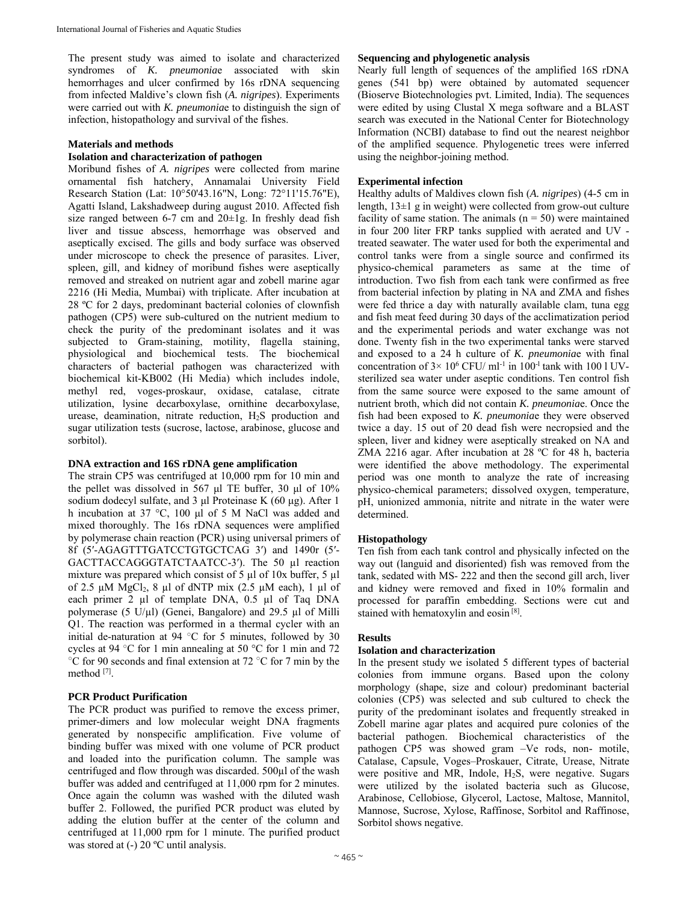The present study was aimed to isolate and characterized syndromes of *K. pneumoniae* associated with skin hemorrhages and ulcer confirmed by 16s rDNA sequencing from infected Maldive's clown fish (*A. nigripes*). Experiments were carried out with *K. pneumoniae* to distinguish the sign of infection, histopathology and survival of the fishes.

## Materials and methods

### Isolation and characterization of pathogen

Moribund fishes of *A. nigripes* were collected from marine ornamental fish hatchery, Annamalai University Field Research Station (Lat: 10°50'43.16"N, Long: 72°11'15.76"E), Agatti Island, Lakshadweep during august 2010. Affected fish size ranged between 6-7 cm and 20±1g. In freshly dead fish liver and tissue abscess, hemorrhage was observed and aseptically excised. The gills and body surface was observed under microscope to check the presence of parasites. Liver, spleen, gill, and kidney of moribund fishes were aseptically removed and streaked on nutrient agar and zobell marine agar 2216 (Hi Media, Mumbai) with triplicate. After incubation at 28 ºC for 2 days, predominant bacterial colonies of clownfish pathogen (CP5) were sub-cultured on the nutrient medium to check the purity of the predominant isolates and it was subjected to Gram-staining, motility, flagella staining, physiological and biochemical tests. The biochemical characters of bacterial pathogen was characterized with biochemical kit-KB002 (Hi Media) which includes indole, methyl red, voges-proskaur, oxidase, catalase, citrate utilization, lysine decarboxylase, ornithine decarboxylase, urease, deamination, nitrate reduction, $H_2S$ production and sugar utilization tests (sucrose, lactose, arabinose, glucose and sorbitol).

### DNA extraction and 16S rDNA gene amplification

The strain CP5 was centrifuged at 10,000 rpm for 10 min and the pellet was dissolved in 567 µl TE buffer, 30 µl of 10% sodium dodecyl sulfate, and 3 µl Proteinase K (60 µg). After 1 h incubation at 37 °C, 100 µl of 5 M NaCl was added and mixed thoroughly. The 16s rDNA sequences were amplified by polymerase chain reaction (PCR) using universal primers of 8f (5′-AGAGTTTGATCCTGTGCTCAG 3′) and 1490r (5′-GACTTACCAGGGTATCTAATCC-3′). The 50 µl reaction mixture was prepared which consist of 5 µl of 10x buffer, 5 µl of 2.5 µM $MgCl_2$, 8 µl of dNTP mix (2.5 µM each), 1 µl of each primer 2 µl of template DNA, 0.5 µl of Taq DNA polymerase (5 U/µl) (Genei, Bangalore) and 29.5 µl of Milli Q1. The reaction was performed in a thermal cycler with an initial de-naturation at 94 °C for 5 minutes, followed by 30 cycles at 94 °C for 1 min annealing at 50 °C for 1 min and 72 °C for 90 seconds and final extension at 72 °C for 7 min by the method [7].

### PCR Product Purification

The PCR product was purified to remove the excess primer, primer-dimers and low molecular weight DNA fragments generated by nonspecific amplification. Five volume of binding buffer was mixed with one volume of PCR product and loaded into the purification column. The sample was centrifuged and flow through was discarded. 500µl of the wash buffer was added and centrifuged at 11,000 rpm for 2 minutes. Once again the column was washed with the diluted wash buffer 2. Followed, the purified PCR product was eluted by adding the elution buffer at the center of the column and centrifuged at 11,000 rpm for 1 minute. The purified product was stored at (-) 20 ºC until analysis.

### Sequencing and phylogenetic analysis

Nearly full length of sequences of the amplified 16S rDNA genes (541 bp) were obtained by automated sequencer (Bioserve Biotechnologies pvt. Limited, India). The sequences were edited by using Clustal X mega software and a BLAST search was executed in the National Center for Biotechnology Information (NCBI) database to find out the nearest neighbor of the amplified sequence. Phylogenetic trees were inferred using the neighbor-joining method.

### Experimental infection

Healthy adults of Maldives clown fish (*A. nigripes*) (4-5 cm in length, 13±1 g in weight) were collected from grow-out culture facility of same station. The animals (n = 50) were maintained in four 200 liter FRP tanks supplied with aerated and UV - treated seawater. The water used for both the experimental and control tanks were from a single source and confirmed its physico-chemical parameters as same at the time of introduction. Two fish from each tank were confirmed as free from bacterial infection by plating in NA and ZMA and fishes were fed thrice a day with naturally available clam, tuna egg and fish meat feed during 30 days of the acclimatization period and the experimental periods and water exchange was not done. Twenty fish in the two experimental tanks were starved and exposed to a 24 h culture of *K. pneumoniae* with final concentration of $3\times 10^6$ CFU/ $ml^{-1}$ in $100^{-1}$ tank with 100 l UV-sterilized sea water under aseptic conditions. Ten control fish from the same source were exposed to the same amount of nutrient broth, which did not contain *K. pneumoniae*. Once the fish had been exposed to *K. pneumoniae* they were observed twice a day. 15 out of 20 dead fish were necropsied and the spleen, liver and kidney were aseptically streaked on NA and ZMA 2216 agar. After incubation at 28 ºC for 48 h, bacteria were identified the above methodology. The experimental period was one month to analyze the rate of increasing physico-chemical parameters; dissolved oxygen, temperature, pH, unionized ammonia, nitrite and nitrate in the water were determined.

### Histopathology

Ten fish from each tank control and physically infected on the way out (languid and disoriented) fish was removed from the tank, sedated with MS- 222 and then the second gill arch, liver and kidney were removed and fixed in 10% formalin and processed for paraffin embedding. Sections were cut and stained with hematoxylin and eosin [8].

## Results

### Isolation and characterization

In the present study we isolated 5 different types of bacterial colonies from immune organs. Based upon the colony morphology (shape, size and colour) predominant bacterial colonies (CP5) was selected and sub cultured to check the purity of the predominant isolates and frequently streaked in Zobell marine agar plates and acquired pure colonies of the bacterial pathogen. Biochemical characteristics of the pathogen CP5 was showed gram –Ve rods, non- motile, Catalase, Capsule, Voges–Proskauer, Citrate, Urease, Nitrate were positive and MR, Indole, $H_2S$, were negative. Sugars were utilized by the isolated bacteria such as Glucose, Arabinose, Cellobiose, Glycerol, Lactose, Maltose, Mannitol, Mannose, Sucrose, Xylose, Raffinose, Sorbitol and Raffinose, Sorbitol shows negative.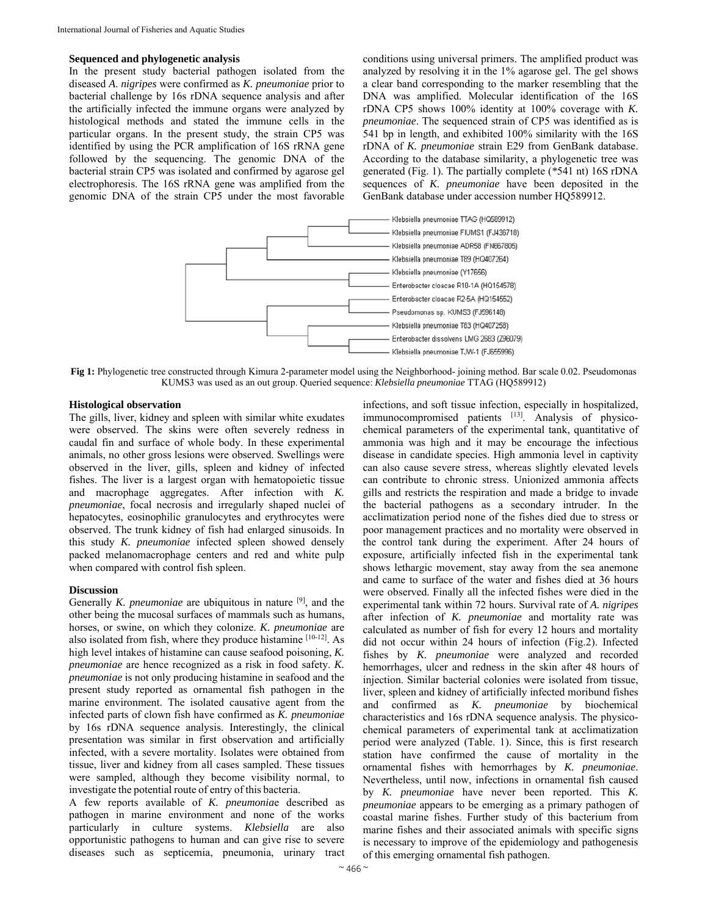**Sequenced and phylogenetic analysis**

In the present study bacterial pathogen isolated from the diseased *A. nigripes* were confirmed as *K. pneumoniae* prior to bacterial challenge by 16s rDNA sequence analysis and after the artificially infected the immune organs were analyzed by histological methods and stated the immune cells in the particular organs. In the present study, the strain CP5 was identified by using the PCR amplification of 16S rRNA gene followed by the sequencing. The genomic DNA of the bacterial strain CP5 was isolated and confirmed by agarose gel electrophoresis. The 16S rRNA gene was amplified from the genomic DNA of the strain CP5 under the most favorable conditions using universal primers. The amplified product was analyzed by resolving it in the 1% agarose gel. The gel shows a clear band corresponding to the marker resembling that the DNA was amplified. Molecular identification of the 16S rDNA CP5 shows 100% identity at 100% coverage with *K. pneumoniae*. The sequenced strain of CP5 was identified as is 541 bp in length, and exhibited 100% similarity with the 16S rDNA of *K. pneumoniae* strain E29 from GenBank database. According to the database similarity, a phylogenetic tree was generated (Fig. 1). The partially complete (*541 nt) 16S rDNA sequences of *K. pneumoniae* have been deposited in the GenBank database under accession number HQ589912.

**Fig 1:** Phylogenetic tree constructed through Kimura 2-parameter model using the Neighborhood- joining method. Bar scale 0.02. Pseudomonas KUMS3 was used as an out group. Queried sequence: *Klebsiella pneumoniae* TTAG (HQ589912)

**Histological observation**

The gills, liver, kidney and spleen with similar white exudates were observed. The skins were often severely redness in caudal fin and surface of whole body. In these experimental animals, no other gross lesions were observed. Swellings were observed in the liver, gills, spleen and kidney of infected fishes. The liver is a larger organ with hematopoietic tissue and macrophage aggregates. After infection with *K. pneumoniae*, focal necrosis and irregularly shaped nuclei of hepatocytes, eosinophilic granulocytes and erythrocytes were observed. The trunk kidney of fish had enlarged sinusoids. In this study *K. pneumoniae* infected spleen showed densely packed melanomacrophage centers and red and white pulp when compared with control fish spleen.

**Discussion**

Generally *K. pneumoniae* are ubiquitous in nature [9], and the other being the mucosal surfaces of mammals such as humans, horses, or swine, on which they colonize. *K. pneumoniae* are also isolated from fish, where they produce histamine [10-12]. As high level intakes of histamine can cause seafood poisoning, *K. pneumoniae* are hence recognized as a risk in food safety. *K. pneumoniae* is not only producing histamine in seafood and the present study reported as ornamental fish pathogen in the marine environment. The isolated causative agent from the infected parts of clown fish have confirmed as *K. pneumoniae* by 16s rDNA sequence analysis. Interestingly, the clinical presentation was similar in first observation and artificially infected, with a severe mortality. Isolates were obtained from tissue, liver and kidney from all cases sampled. These tissues were sampled, although they become visibility normal, to investigate the potential route of entry of this bacteria.

A few reports available of *K. pneumoniae* described as pathogen in marine environment and none of the works particularly in culture systems. *Klebsiella* are also opportunistic pathogens to human and can give rise to severe diseases such as septicemia, pneumonia, urinary tract infections, and soft tissue infection, especially in hospitalized, immunocompromised patients [13]. Analysis of physico-chemical parameters of the experimental tank, quantitative of ammonia was high and it may be encourage the infectious disease in candidate species. High ammonia level in captivity can also cause severe stress, whereas slightly elevated levels can contribute to chronic stress. Unionized ammonia affects gills and restricts the respiration and made a bridge to invade the bacterial pathogens as a secondary intruder. In the acclimatization period none of the fishes died due to stress or poor management practices and no mortality were observed in the control tank during the experiment. After 24 hours of exposure, artificially infected fish in the experimental tank shows lethargic movement, stay away from the sea anemone and came to surface of the water and fishes died at 36 hours were observed. Finally all the infected fishes were died in the experimental tank within 72 hours. Survival rate of *A. nigripes* after infection of *K. pneumoniae* and mortality rate was calculated as number of fish for every 12 hours and mortality did not occur within 24 hours of infection (Fig.2). Infected fishes by *K. pneumoniae* were analyzed and recorded hemorrhages, ulcer and redness in the skin after 48 hours of injection. Similar bacterial colonies were isolated from tissue, liver, spleen and kidney of artificially infected moribund fishes and confirmed as *K. pneumoniae* by biochemical characteristics and 16s rDNA sequence analysis. The physico-chemical parameters of experimental tank at acclimatization period were analyzed (Table. 1). Since, this is first research station have confirmed the cause of mortality in the ornamental fishes with hemorrhages by *K. pneumoniae*. Nevertheless, until now, infections in ornamental fish caused by *K. pneumoniae* have never been reported. This *K. pneumoniae* appears to be emerging as a primary pathogen of coastal marine fishes. Further study of this bacterium from marine fishes and their associated animals with specific signs is necessary to improve of the epidemiology and pathogenesis of this emerging ornamental fish pathogen.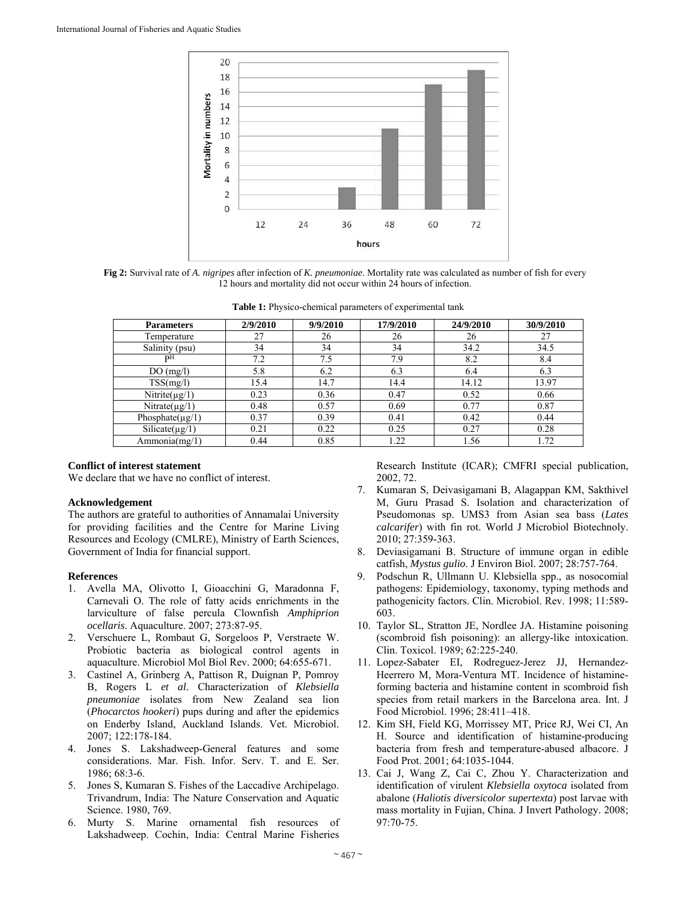20
18
16
14
12
10
8
6
4
2
0

Mortality in numbers

12 24 36 48 60 72

hours

**Fig 2:** Survival rate of *A. nigripes* after infection of *K. pneumoniae*. Mortality rate was calculated as number of fish for every 12 hours and mortality did not occur within 24 hours of infection.

**Table 1:** Physico-chemical parameters of experimental tank

| Parameters | 2/9/2010 | 9/9/2010 | 17/9/2010 | 24/9/2010 | 30/9/2010 |
|---|---|---|---|---|---|
| Temperature | 27 | 26 | 26 | 26 | 27 |
| Salinity (psu) | 34 | 34 | 34 | 34.2 | 34.5 |
| $P^H$ | 7.2 | 7.5 | 7.9 | 8.2 | 8.4 |
| DO (mg/l) | 5.8 | 6.2 | 6.3 | 6.4 | 6.3 |
| TSS(mg/l) | 15.4 | 14.7 | 14.4 | 14.12 | 13.97 |
| Nitrite(µg/1) | 0.23 | 0.36 | 0.47 | 0.52 | 0.66 |
| Nitrate(µg/1) | 0.48 | 0.57 | 0.69 | 0.77 | 0.87 |
| Phosphate(µg/1) | 0.37 | 0.39 | 0.41 | 0.42 | 0.44 |
| Silicate(µg/1) | 0.21 | 0.22 | 0.25 | 0.27 | 0.28 |
| Ammonia(mg/1) | 0.44 | 0.85 | 1.22 | 1.56 | 1.72 |

### Conflict of interest statement

We declare that we have no conflict of interest.

### Acknowledgement

The authors are grateful to authorities of Annamalai University for providing facilities and the Centre for Marine Living Resources and Ecology (CMLRE), Ministry of Earth Sciences, Government of India for financial support.

### References

1. Avella MA, Olivotto I, Gioacchini G, Maradonna F, Carnevali O. The role of fatty acids enrichments in the larviculture of false percula Clownfish *Amphiprion ocellaris*. Aquaculture. 2007; 273:87-95.
2. Verschuere L, Rombaut G, Sorgeloos P, Verstraete W. Probiotic bacteria as biological control agents in aquaculture. Microbiol Mol Biol Rev. 2000; 64:655-671.
3. Castinel A, Grinberg A, Pattison R, Duignan P, Pomroy B, Rogers L *et al.* Characterization of *Klebsiella pneumoniae* isolates from New Zealand sea lion (*Phocarctos hookeri*) pups during and after the epidemics on Enderby Island, Auckland Islands. Vet. Microbiol. 2007; 122:178-184.
4. Jones S. Lakshadweep-General features and some considerations. Mar. Fish. Infor. Serv. T. and E. Ser. 1986; 68:3-6.
5. Jones S, Kumaran S. Fishes of the Laccadive Archipelago. Trivandrum, India: The Nature Conservation and Aquatic Science. 1980, 769.
6. Murty S. Marine ornamental fish resources of Lakshadweep. Cochin, India: Central Marine Fisheries Research Institute (ICAR); CMFRI special publication, 2002, 72.
7. Kumaran S, Deivasigamani B, Alagappan KM, Sakthivel M, Guru Prasad S. Isolation and characterization of Pseudomonas sp. UMS3 from Asian sea bass (*Lates calcarifer*) with fin rot. World J Microbiol Biotechnoly. 2010; 27:359-363.
8. Deviasigamani B. Structure of immune organ in edible catfish, *Mystus gulio*. J Environ Biol. 2007; 28:757-764.
9. Podschun R, Ullmann U. Klebsiella spp., as nosocomial pathogens: Epidemiology, taxonomy, typing methods and pathogenicity factors. Clin. Microbiol. Rev. 1998; 11:589-603.
10. Taylor SL, Stratton JE, Nordlee JA. Histamine poisoning (scombroid fish poisoning): an allergy-like intoxication. Clin. Toxicol. 1989; 62:225-240.
11. Lopez-Sabater EI, Rodreguez-Jerez JJ, Hernandez-Heerrero M, Mora-Ventura MT. Incidence of histamine-forming bacteria and histamine content in scombroid fish species from retail markers in the Barcelona area. Int. J Food Microbiol. 1996; 28:411–418.
12. Kim SH, Field KG, Morrissey MT, Price RJ, Wei CI, An H. Source and identification of histamine-producing bacteria from fresh and temperature-abused albacore. J Food Prot. 2001; 64:1035-1044.
13. Cai J, Wang Z, Cai C, Zhou Y. Characterization and identification of virulent *Klebsiella oxytoca* isolated from abalone (*Haliotis diversicolor supertexta*) post larvae with mass mortality in Fujian, China. J Invert Pathology. 2008; 97:70-75.